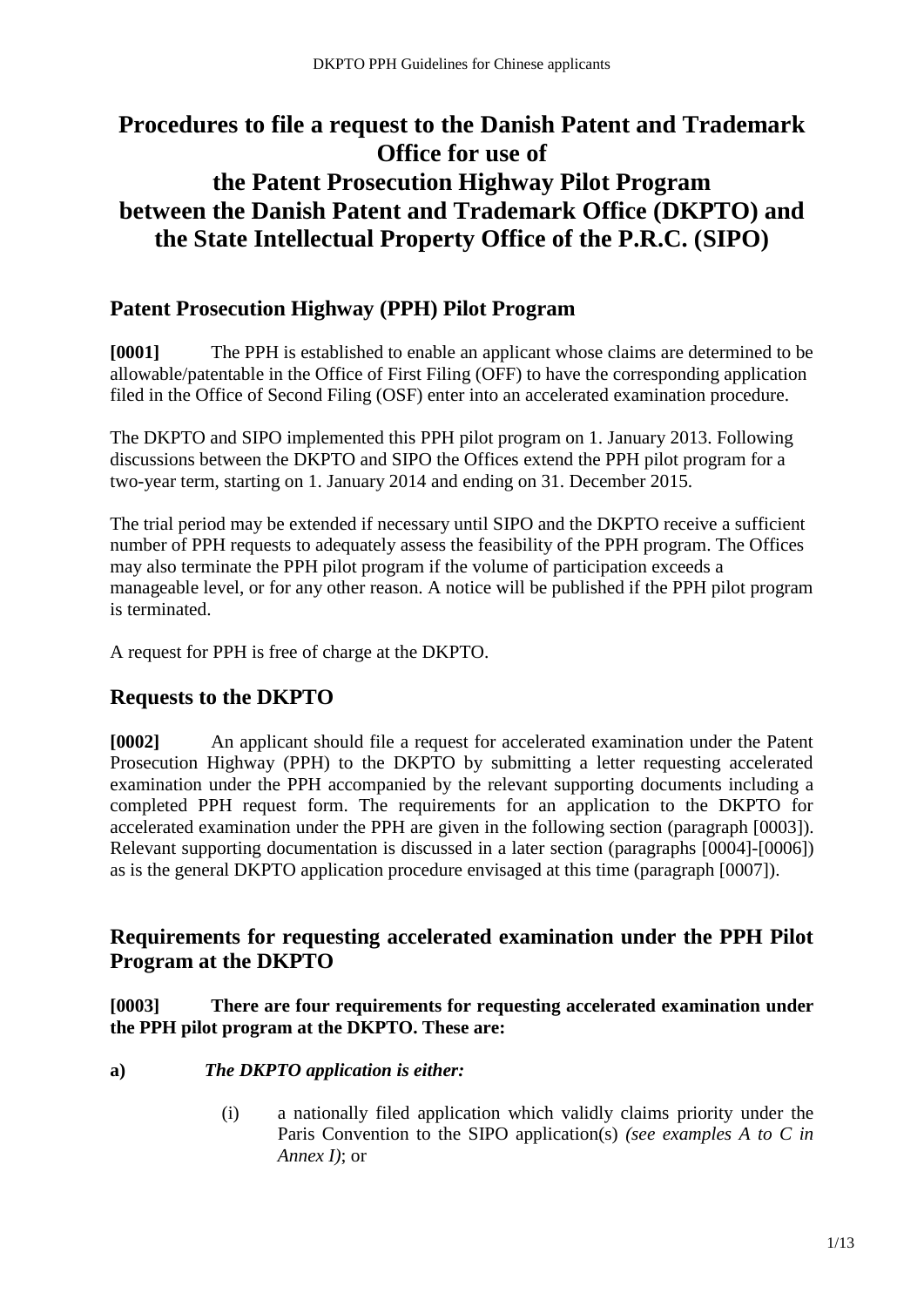# Procedures to file a request to the Danish Patent and Trademark Office for use of the Patent Prosecution Highway Pilot Program between the Danish Patent and Trademark Office (DKPTO) and the State Intellectual Property Office of the P.R.C. (SIPO)

## Patent Prosecution Highway (PPH) Pilot Program

**[0001]** The PPH is established to enable an applicant whose claims are determined to be allowable/patentable in the Office of First Filing (OFF) to have the corresponding application filed in the Office of Second Filing (OSF) enter into an accelerated examination procedure.

The DKPTO and SIPO implemented this PPH pilot program on 1. January 2013. Following discussions between the DKPTO and SIPO the Offices extend the PPH pilot program for a two-year term, starting on 1. January 2014 and ending on 31. December 2015.

The trial period may be extended if necessary until SIPO and the DKPTO receive a sufficient number of PPH requests to adequately assess the feasibility of the PPH program. The Offices may also terminate the PPH pilot program if the volume of participation exceeds a manageable level, or for any other reason. A notice will be published if the PPH pilot program is terminated.

A request for PPH is free of charge at the DKPTO.

## Requests to the DKPTO

**[0002]** An applicant should file a request for accelerated examination under the Patent Prosecution Highway (PPH) to the DKPTO by submitting a letter requesting accelerated examination under the PPH accompanied by the relevant supporting documents including a completed PPH request form. The requirements for an application to the DKPTO for accelerated examination under the PPH are given in the following section (paragraph [0003]). Relevant supporting documentation is discussed in a later section (paragraphs [0004]-[0006]) as is the general DKPTO application procedure envisaged at this time (paragraph [0007]).

## Requirements for requesting accelerated examination under the PPH Pilot Program at the DKPTO

**[0003] There are four requirements for requesting accelerated examination under the PPH pilot program at the DKPTO. These are:**

**a)** ***The DKPTO application is either:***

(i) a nationally filed application which validly claims priority under the Paris Convention to the SIPO application(s) *(see examples A to C in Annex I)*; or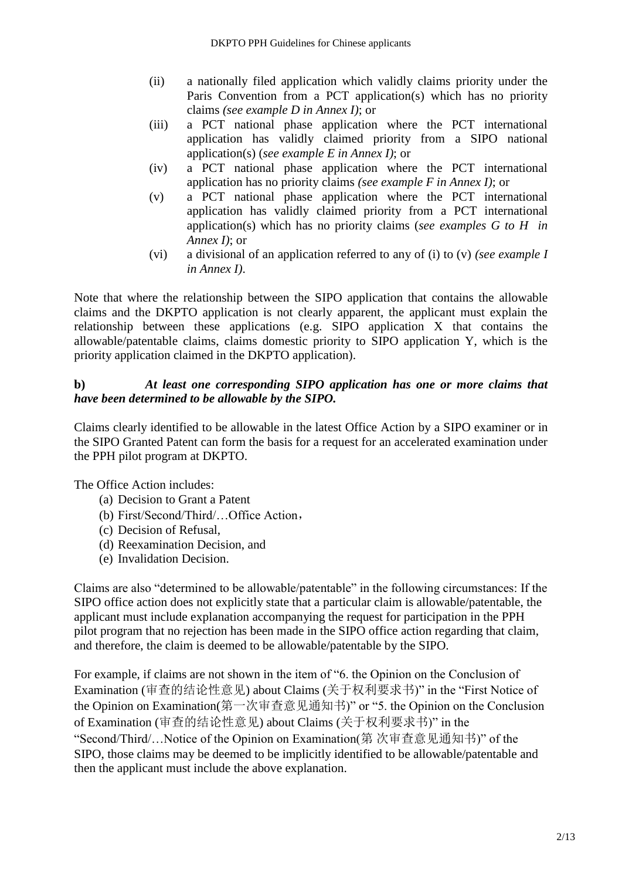(ii) a nationally filed application which validly claims priority under the Paris Convention from a PCT application(s) which has no priority claims *(see example D in Annex I)*; or

(iii) a PCT national phase application where the PCT international application has validly claimed priority from a SIPO national application(s) (*see example E in Annex I)*; or

(iv) a PCT national phase application where the PCT international application has no priority claims *(see example F in Annex I)*; or

(v) a PCT national phase application where the PCT international application has validly claimed priority from a PCT international application(s) which has no priority claims (*see examples G to H in Annex I)*; or

(vi) a divisional of an application referred to any of (i) to (v) *(see example I in Annex I)*.

Note that where the relationship between the SIPO application that contains the allowable claims and the DKPTO application is not clearly apparent, the applicant must explain the relationship between these applications (e.g. SIPO application X that contains the allowable/patentable claims, claims domestic priority to SIPO application Y, which is the priority application claimed in the DKPTO application).

**b)** ***At least one corresponding SIPO application has one or more claims that have been determined to be allowable by the SIPO.***

Claims clearly identified to be allowable in the latest Office Action by a SIPO examiner or in the SIPO Granted Patent can form the basis for a request for an accelerated examination under the PPH pilot program at DKPTO.

The Office Action includes:

(a) Decision to Grant a Patent
(b) First/Second/Third/…Office Action，
(c) Decision of Refusal,
(d) Reexamination Decision, and
(e) Invalidation Decision.

Claims are also "determined to be allowable/patentable" in the following circumstances: If the SIPO office action does not explicitly state that a particular claim is allowable/patentable, the applicant must include explanation accompanying the request for participation in the PPH pilot program that no rejection has been made in the SIPO office action regarding that claim, and therefore, the claim is deemed to be allowable/patentable by the SIPO.

For example, if claims are not shown in the item of "6. the Opinion on the Conclusion of Examination (审查的结论性意见) about Claims (关于权利要求书)" in the "First Notice of the Opinion on Examination(第一次审查意见通知书)" or "5. the Opinion on the Conclusion of Examination (审查的结论性意见) about Claims (关于权利要求书)" in the "Second/Third/…Notice of the Opinion on Examination(第 次审查意见通知书)" of the SIPO, those claims may be deemed to be implicitly identified to be allowable/patentable and then the applicant must include the above explanation.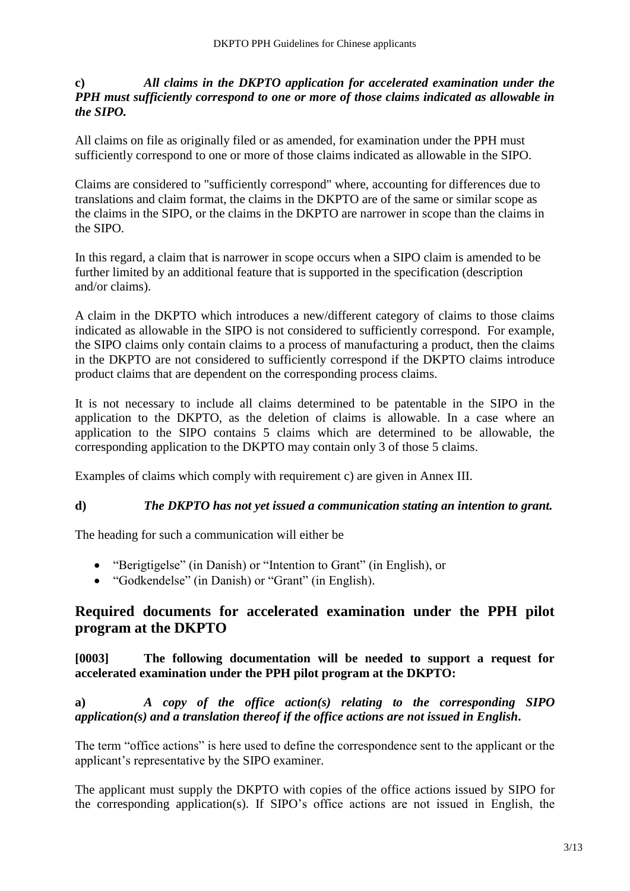**c) *All claims in the DKPTO application for accelerated examination under the PPH must sufficiently correspond to one or more of those claims indicated as allowable in the SIPO.***

All claims on file as originally filed or as amended, for examination under the PPH must sufficiently correspond to one or more of those claims indicated as allowable in the SIPO.

Claims are considered to "sufficiently correspond" where, accounting for differences due to translations and claim format, the claims in the DKPTO are of the same or similar scope as the claims in the SIPO, or the claims in the DKPTO are narrower in scope than the claims in the SIPO.

In this regard, a claim that is narrower in scope occurs when a SIPO claim is amended to be further limited by an additional feature that is supported in the specification (description and/or claims).

A claim in the DKPTO which introduces a new/different category of claims to those claims indicated as allowable in the SIPO is not considered to sufficiently correspond. For example, the SIPO claims only contain claims to a process of manufacturing a product, then the claims in the DKPTO are not considered to sufficiently correspond if the DKPTO claims introduce product claims that are dependent on the corresponding process claims.

It is not necessary to include all claims determined to be patentable in the SIPO in the application to the DKPTO, as the deletion of claims is allowable. In a case where an application to the SIPO contains 5 claims which are determined to be allowable, the corresponding application to the DKPTO may contain only 3 of those 5 claims.

Examples of claims which comply with requirement c) are given in Annex III.

**d) *The DKPTO has not yet issued a communication stating an intention to grant.***

The heading for such a communication will either be

- "Berigtigelse" (in Danish) or "Intention to Grant" (in English), or
- "Godkendelse" (in Danish) or "Grant" (in English).

## Required documents for accelerated examination under the PPH pilot program at the DKPTO

**[0003] The following documentation will be needed to support a request for accelerated examination under the PPH pilot program at the DKPTO:**

**a) *A copy of the office action(s) relating to the corresponding SIPO application(s) and a translation thereof if the office actions are not issued in English.***

The term "office actions" is here used to define the correspondence sent to the applicant or the applicant's representative by the SIPO examiner.

The applicant must supply the DKPTO with copies of the office actions issued by SIPO for the corresponding application(s). If SIPO's office actions are not issued in English, the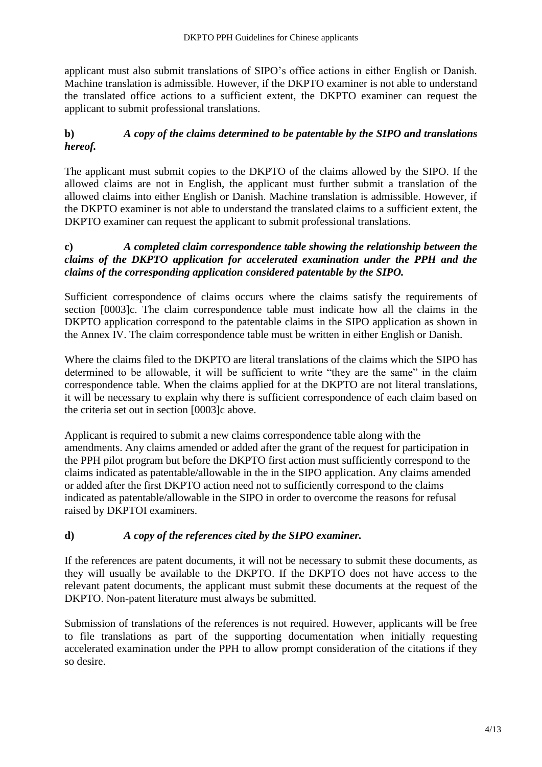applicant must also submit translations of SIPO's office actions in either English or Danish. Machine translation is admissible. However, if the DKPTO examiner is not able to understand the translated office actions to a sufficient extent, the DKPTO examiner can request the applicant to submit professional translations.

**b)** ***A copy of the claims determined to be patentable by the SIPO and translations hereof.***

The applicant must submit copies to the DKPTO of the claims allowed by the SIPO. If the allowed claims are not in English, the applicant must further submit a translation of the allowed claims into either English or Danish. Machine translation is admissible. However, if the DKPTO examiner is not able to understand the translated claims to a sufficient extent, the DKPTO examiner can request the applicant to submit professional translations.

**c)** ***A completed claim correspondence table showing the relationship between the claims of the DKPTO application for accelerated examination under the PPH and the claims of the corresponding application considered patentable by the SIPO.***

Sufficient correspondence of claims occurs where the claims satisfy the requirements of section [0003]c. The claim correspondence table must indicate how all the claims in the DKPTO application correspond to the patentable claims in the SIPO application as shown in the Annex IV. The claim correspondence table must be written in either English or Danish.

Where the claims filed to the DKPTO are literal translations of the claims which the SIPO has determined to be allowable, it will be sufficient to write "they are the same" in the claim correspondence table. When the claims applied for at the DKPTO are not literal translations, it will be necessary to explain why there is sufficient correspondence of each claim based on the criteria set out in section [0003]c above.

Applicant is required to submit a new claims correspondence table along with the amendments. Any claims amended or added after the grant of the request for participation in the PPH pilot program but before the DKPTO first action must sufficiently correspond to the claims indicated as patentable/allowable in the in the SIPO application. Any claims amended or added after the first DKPTO action need not to sufficiently correspond to the claims indicated as patentable/allowable in the SIPO in order to overcome the reasons for refusal raised by DKPTOI examiners.

**d)** ***A copy of the references cited by the SIPO examiner.***

If the references are patent documents, it will not be necessary to submit these documents, as they will usually be available to the DKPTO. If the DKPTO does not have access to the relevant patent documents, the applicant must submit these documents at the request of the DKPTO. Non-patent literature must always be submitted.

Submission of translations of the references is not required. However, applicants will be free to file translations as part of the supporting documentation when initially requesting accelerated examination under the PPH to allow prompt consideration of the citations if they so desire.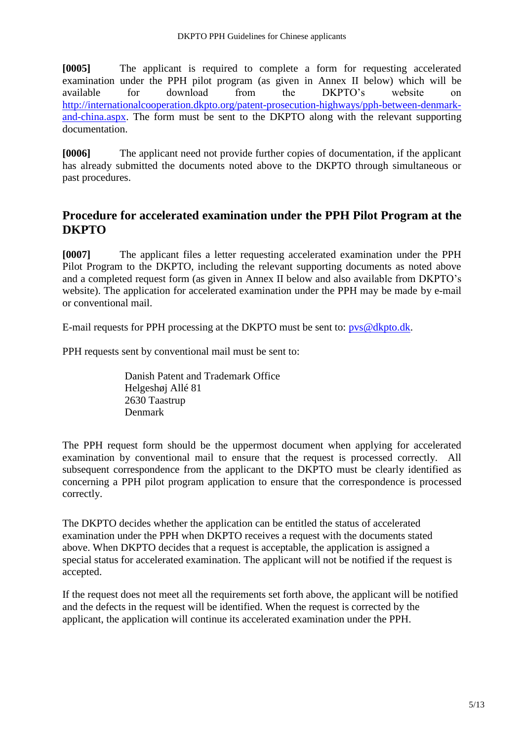**[0005]** The applicant is required to complete a form for requesting accelerated examination under the PPH pilot program (as given in Annex II below) which will be available for download from the DKPTO's website on http://internationalcooperation.dkpto.org/patent-prosecution-highways/pph-between-denmark-and-china.aspx. The form must be sent to the DKPTO along with the relevant supporting documentation.

**[0006]** The applicant need not provide further copies of documentation, if the applicant has already submitted the documents noted above to the DKPTO through simultaneous or past procedures.

## Procedure for accelerated examination under the PPH Pilot Program at the DKPTO

**[0007]** The applicant files a letter requesting accelerated examination under the PPH Pilot Program to the DKPTO, including the relevant supporting documents as noted above and a completed request form (as given in Annex II below and also available from DKPTO's website). The application for accelerated examination under the PPH may be made by e-mail or conventional mail.

E-mail requests for PPH processing at the DKPTO must be sent to: pvs@dkpto.dk.

PPH requests sent by conventional mail must be sent to:

Danish Patent and Trademark Office  
Helgeshøj Allé 81  
2630 Taastrup  
Denmark

The PPH request form should be the uppermost document when applying for accelerated examination by conventional mail to ensure that the request is processed correctly. All subsequent correspondence from the applicant to the DKPTO must be clearly identified as concerning a PPH pilot program application to ensure that the correspondence is processed correctly.

The DKPTO decides whether the application can be entitled the status of accelerated examination under the PPH when DKPTO receives a request with the documents stated above. When DKPTO decides that a request is acceptable, the application is assigned a special status for accelerated examination. The applicant will not be notified if the request is accepted.

If the request does not meet all the requirements set forth above, the applicant will be notified and the defects in the request will be identified. When the request is corrected by the applicant, the application will continue its accelerated examination under the PPH.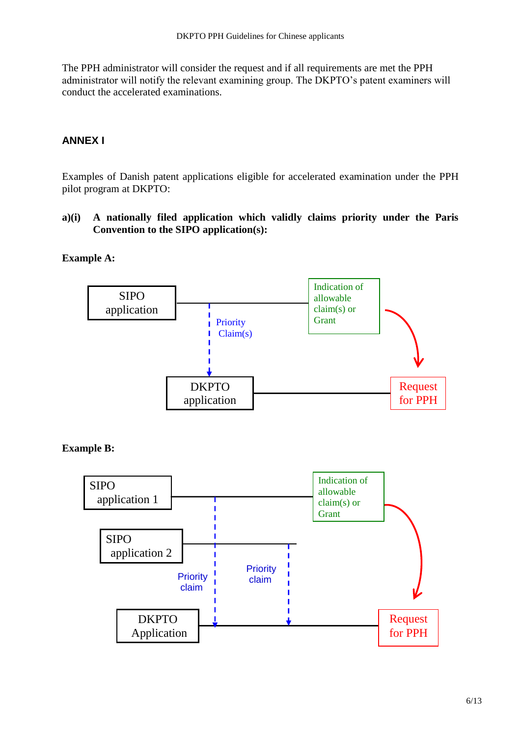The PPH administrator will consider the request and if all requirements are met the PPH administrator will notify the relevant examining group. The DKPTO's patent examiners will conduct the accelerated examinations.

## ANNEX I

Examples of Danish patent applications eligible for accelerated examination under the PPH pilot program at DKPTO:

**a)(i) A nationally filed application which validly claims priority under the Paris Convention to the SIPO application(s):**

**Example A:**

SIPO application

Indication of allowable claim(s) or Grant

Priority Claim(s)

DKPTO application

Request for PPH

**Example B:**

SIPO application 1

Indication of allowable claim(s) or Grant

SIPO application 2

Priority claim

Priority claim

DKPTO Application

Request for PPH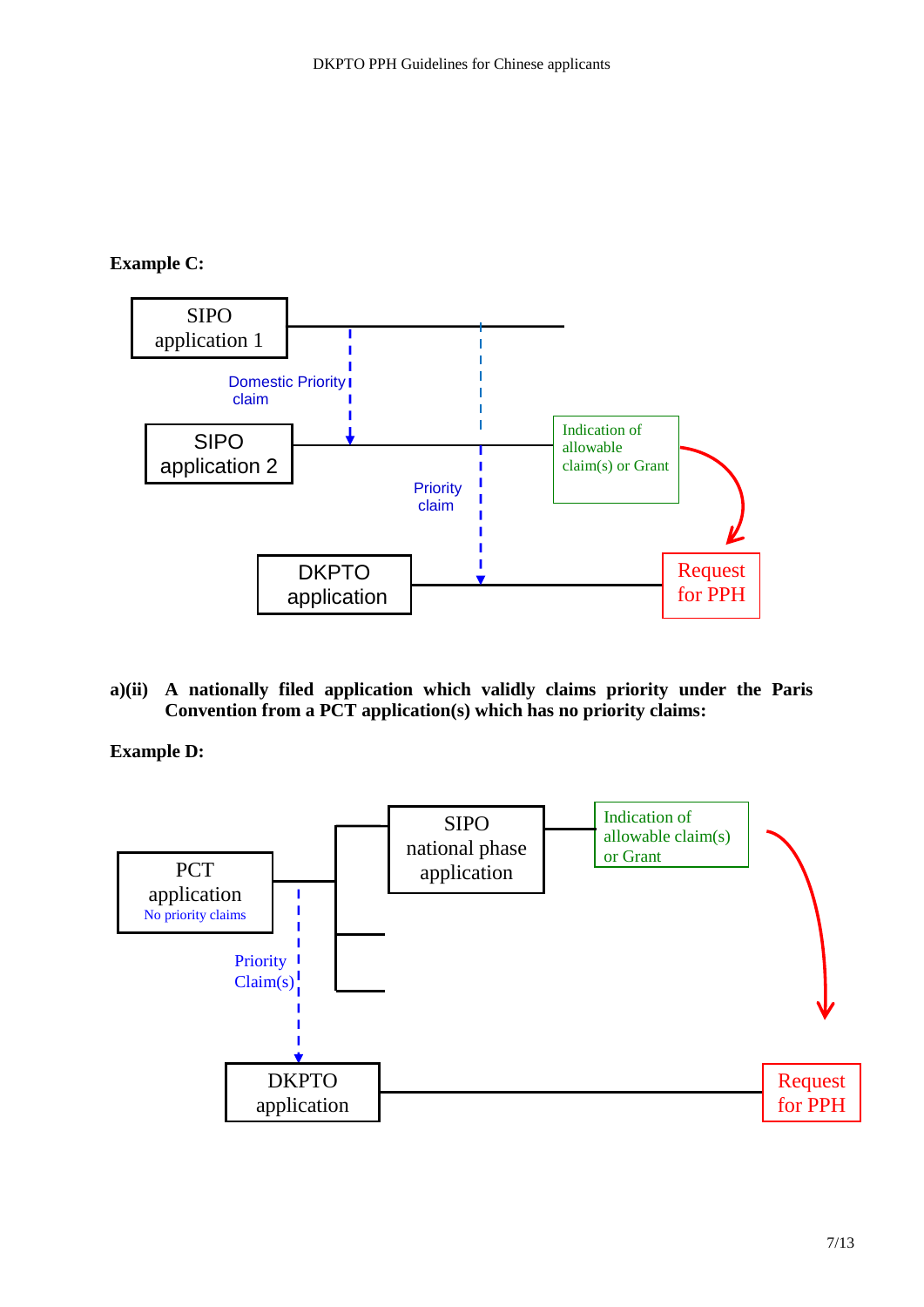**Example C:**

SIPO application 1

Domestic Priority claim

SIPO application 2

Indication of allowable claim(s) or Grant

Priority claim

DKPTO application

Request for PPH

**a)(ii) A nationally filed application which validly claims priority under the Paris Convention from a PCT application(s) which has no priority claims:**

**Example D:**

PCT application
No priority claims

SIPO national phase application

Indication of allowable claim(s) or Grant

Priority Claim(s)

DKPTO application

Request for PPH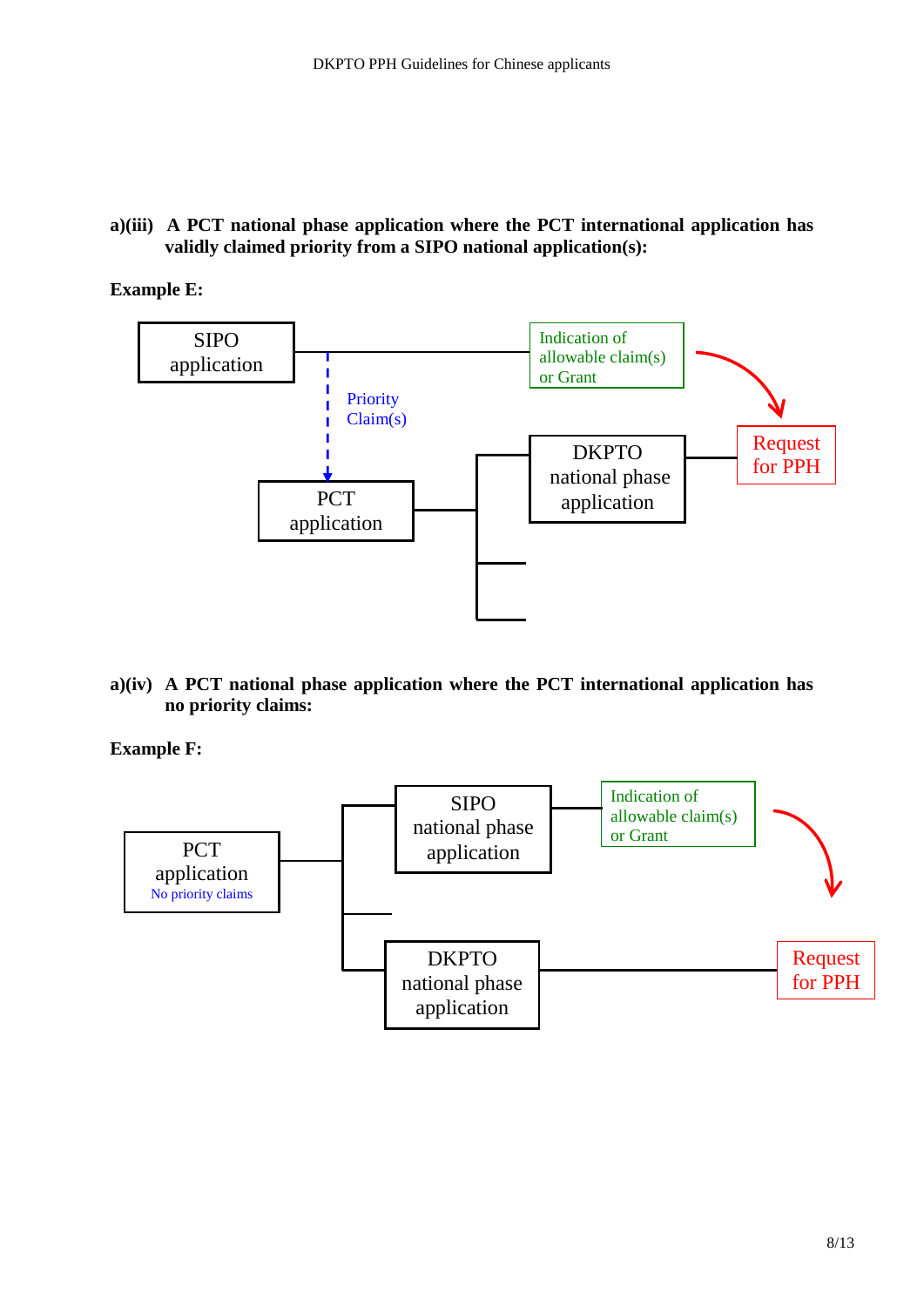**a)(iii) A PCT national phase application where the PCT international application has validly claimed priority from a SIPO national application(s):**

**Example E:**

SIPO application

Priority Claim(s)

PCT application

Indication of allowable claim(s) or Grant

DKPTO national phase application

Request for PPH

**a)(iv) A PCT national phase application where the PCT international application has no priority claims:**

**Example F:**

PCT application
No priority claims

SIPO national phase application

Indication of allowable claim(s) or Grant

DKPTO national phase application

Request for PPH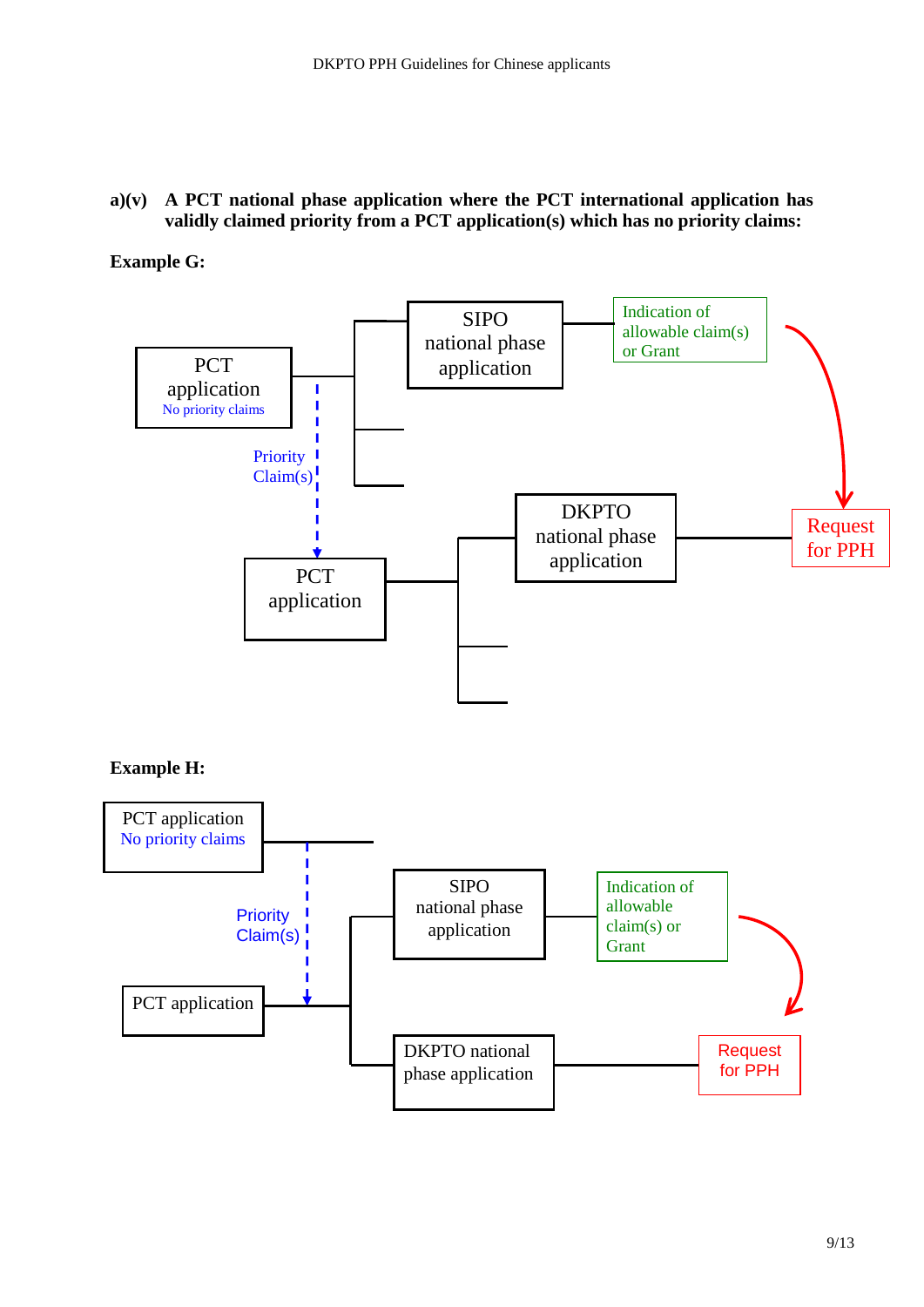**a)(v) A PCT national phase application where the PCT international application has validly claimed priority from a PCT application(s) which has no priority claims:**

**Example G:**

PCT application
No priority claims

Priority Claim(s)

PCT application

SIPO national phase application

Indication of allowable claim(s) or Grant

DKPTO national phase application

Request for PPH

**Example H:**

PCT application
No priority claims

Priority Claim(s)

PCT application

SIPO national phase application

Indication of allowable claim(s) or Grant

DKPTO national phase application

Request for PPH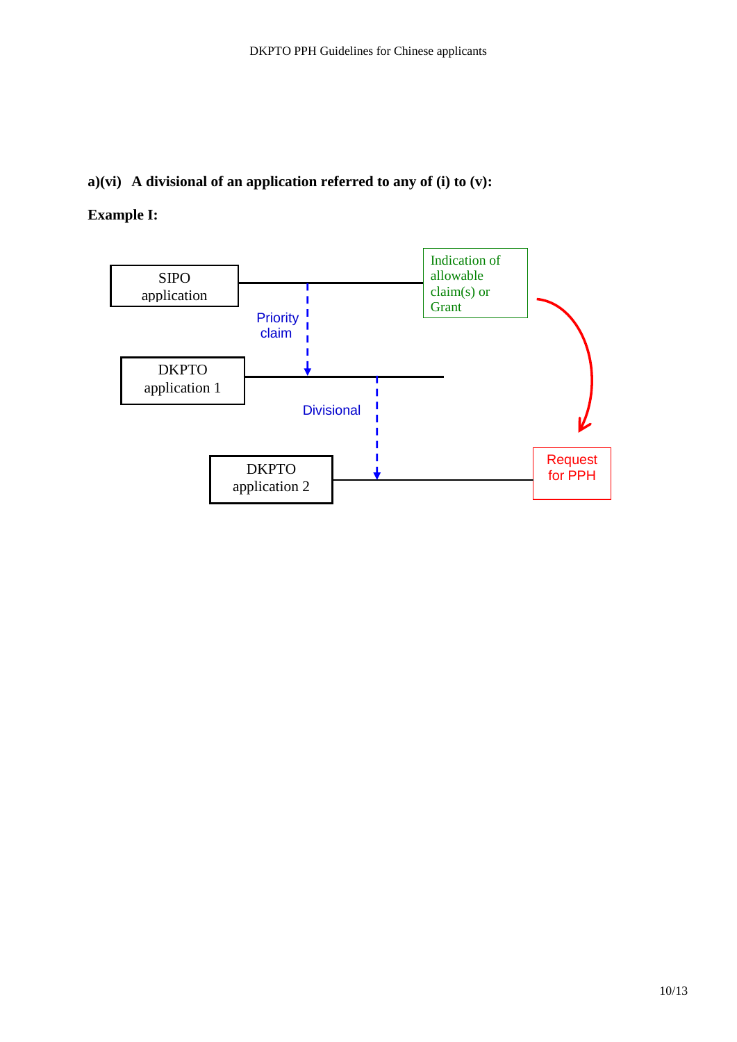**a)(vi) A divisional of an application referred to any of (i) to (v):**

**Example I:**

SIPO application

Indication of allowable claim(s) or Grant

Priority claim

DKPTO application 1

Divisional

DKPTO application 2

Request for PPH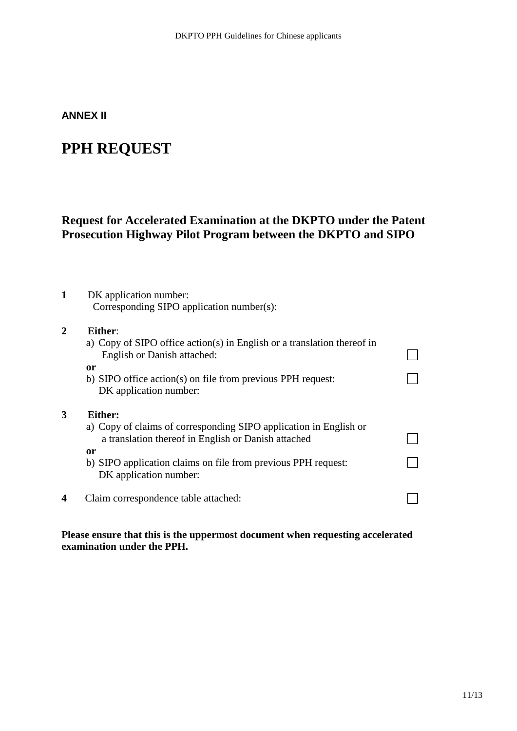**ANNEX II**

# PPH REQUEST

## Request for Accelerated Examination at the DKPTO under the Patent Prosecution Highway Pilot Program between the DKPTO and SIPO

**1** DK application number:
Corresponding SIPO application number(s):

**2** **Either**:
a) Copy of SIPO office action(s) in English or a translation thereof in English or Danish attached: ☐
**or**
b) SIPO office action(s) on file from previous PPH request: ☐
DK application number:

**3** **Either:**
a) Copy of claims of corresponding SIPO application in English or a translation thereof in English or Danish attached ☐
**or**
b) SIPO application claims on file from previous PPH request: ☐
DK application number:

**4** Claim correspondence table attached: ☐

**Please ensure that this is the uppermost document when requesting accelerated examination under the PPH.**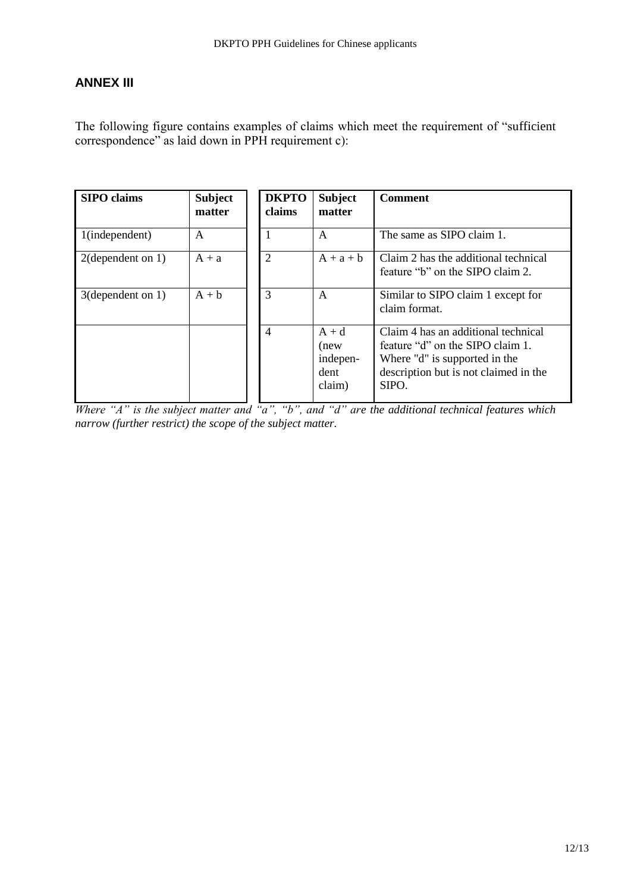## ANNEX III

The following figure contains examples of claims which meet the requirement of "sufficient correspondence" as laid down in PPH requirement c):

| SIPO claims | Subject matter | DKPTO claims | Subject matter | Comment |
|---|---|---|---|---|
| 1(independent) | A | 1 | A | The same as SIPO claim 1. |
| 2(dependent on 1) | A + a | 2 | A + a + b | Claim 2 has the additional technical feature "b" on the SIPO claim 2. |
| 3(dependent on 1) | A + b | 3 | A | Similar to SIPO claim 1 except for claim format. |
| | | 4 | A + d (new indepen-dent claim) | Claim 4 has an additional technical feature "d" on the SIPO claim 1. Where "d" is supported in the description but is not claimed in the SIPO. |

*Where "A" is the subject matter and "a", "b", and "d" are the additional technical features which narrow (further restrict) the scope of the subject matter.*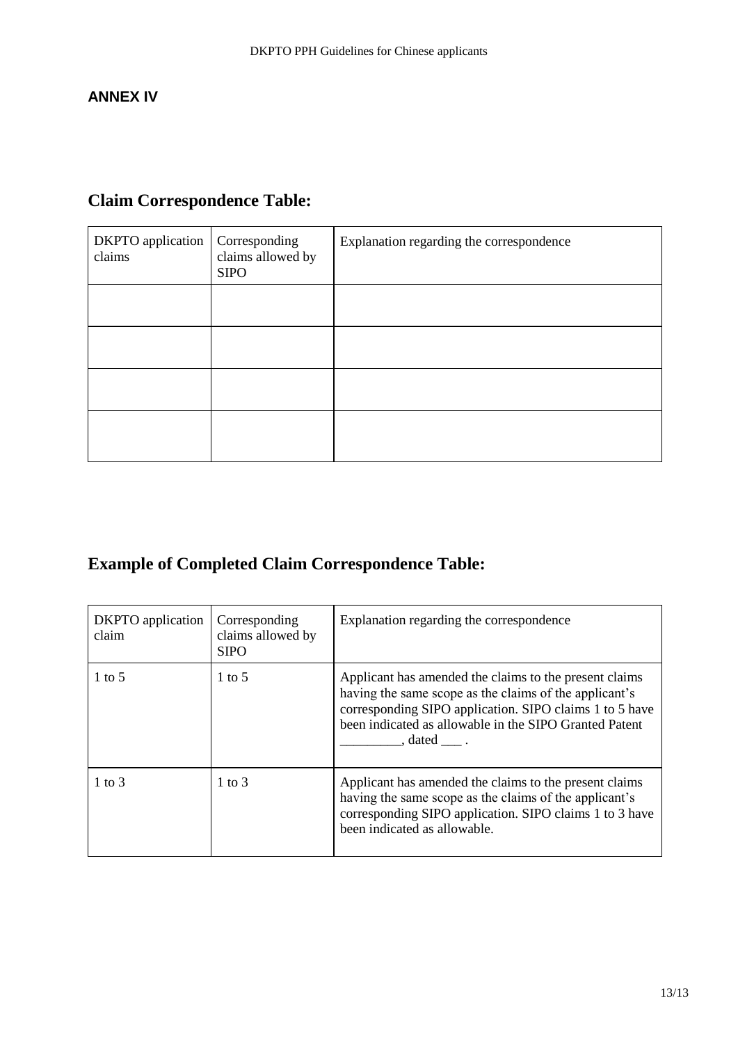**ANNEX IV**

## Claim Correspondence Table:

| DKPTO application claims | Corresponding claims allowed by SIPO | Explanation regarding the correspondence |
|---|---|---|
| | | |
| | | |
| | | |
| | | |

## Example of Completed Claim Correspondence Table:

| DKPTO application claim | Corresponding claims allowed by SIPO | Explanation regarding the correspondence |
|---|---|---|
| 1 to 5 | 1 to 5 | Applicant has amended the claims to the present claims having the same scope as the claims of the applicant's corresponding SIPO application. SIPO claims 1 to 5 have been indicated as allowable in the SIPO Granted Patent _________, dated ___ . |
| 1 to 3 | 1 to 3 | Applicant has amended the claims to the present claims having the same scope as the claims of the applicant's corresponding SIPO application. SIPO claims 1 to 3 have been indicated as allowable. |